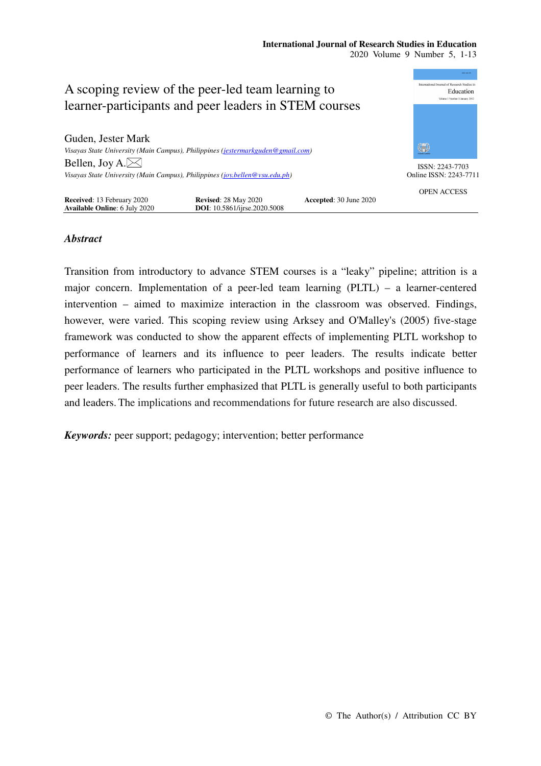# A scoping review of the peer-led team learning to learner-participants and peer leaders in STEM courses

Guden, Jester Mark
*Visayas State University (Main Campus), Philippines (jestermarkguden@gmail.com)*

Bellen, Joy A.
*Visayas State University (Main Campus), Philippines (joy.bellen@vsu.edu.ph)*

ISSN: 2243-7703
Online ISSN: 2243-7711

OPEN ACCESS

**Received**: 13 February 2020 **Revised**: 28 May 2020 **Accepted**: 30 June 2020
**Available Online**: 6 July 2020 **DOI**: 10.5861/ijrse.2020.5008

## *Abstract*

Transition from introductory to advance STEM courses is a "leaky" pipeline; attrition is a major concern. Implementation of a peer-led team learning (PLTL) – a learner-centered intervention – aimed to maximize interaction in the classroom was observed. Findings, however, were varied. This scoping review using Arksey and O'Malley's (2005) five-stage framework was conducted to show the apparent effects of implementing PLTL workshop to performance of learners and its influence to peer leaders. The results indicate better performance of learners who participated in the PLTL workshops and positive influence to peer leaders. The results further emphasized that PLTL is generally useful to both participants and leaders. The implications and recommendations for future research are also discussed.

***Keywords:*** peer support; pedagogy; intervention; better performance

© The Author(s) / Attribution CC BY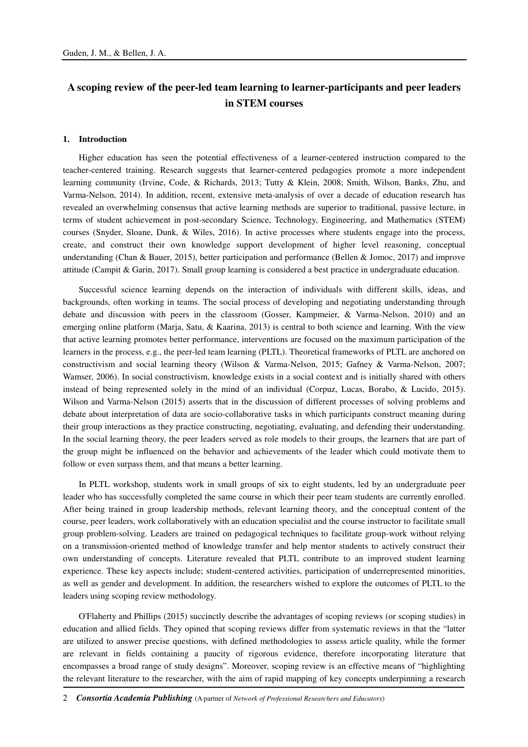# A scoping review of the peer-led team learning to learner-participants and peer leaders in STEM courses

## 1. Introduction

Higher education has seen the potential effectiveness of a learner-centered instruction compared to the teacher-centered training. Research suggests that learner-centered pedagogies promote a more independent learning community (Irvine, Code, & Richards, 2013; Tutty & Klein, 2008; Smith, Wilson, Banks, Zhu, and Varma-Nelson, 2014). In addition, recent, extensive meta-analysis of over a decade of education research has revealed an overwhelming consensus that active learning methods are superior to traditional, passive lecture, in terms of student achievement in post-secondary Science, Technology, Engineering, and Mathematics (STEM) courses (Snyder, Sloane, Dunk, & Wiles, 2016). In active processes where students engage into the process, create, and construct their own knowledge support development of higher level reasoning, conceptual understanding (Chan & Bauer, 2015), better participation and performance (Bellen & Jomoc, 2017) and improve attitude (Campit & Garin, 2017). Small group learning is considered a best practice in undergraduate education.

Successful science learning depends on the interaction of individuals with different skills, ideas, and backgrounds, often working in teams. The social process of developing and negotiating understanding through debate and discussion with peers in the classroom (Gosser, Kampmeier, & Varma-Nelson, 2010) and an emerging online platform (Marja, Satu, & Kaarina, 2013) is central to both science and learning. With the view that active learning promotes better performance, interventions are focused on the maximum participation of the learners in the process, e.g., the peer-led team learning (PLTL). Theoretical frameworks of PLTL are anchored on constructivism and social learning theory (Wilson & Varma-Nelson, 2015; Gafney & Varma-Nelson, 2007; Wamser, 2006). In social constructivism, knowledge exists in a social context and is initially shared with others instead of being represented solely in the mind of an individual (Corpuz, Lucas, Borabo, & Lucido, 2015). Wilson and Varma-Nelson (2015) asserts that in the discussion of different processes of solving problems and debate about interpretation of data are socio-collaborative tasks in which participants construct meaning during their group interactions as they practice constructing, negotiating, evaluating, and defending their understanding. In the social learning theory, the peer leaders served as role models to their groups, the learners that are part of the group might be influenced on the behavior and achievements of the leader which could motivate them to follow or even surpass them, and that means a better learning.

In PLTL workshop, students work in small groups of six to eight students, led by an undergraduate peer leader who has successfully completed the same course in which their peer team students are currently enrolled. After being trained in group leadership methods, relevant learning theory, and the conceptual content of the course, peer leaders, work collaboratively with an education specialist and the course instructor to facilitate small group problem-solving. Leaders are trained on pedagogical techniques to facilitate group-work without relying on a transmission-oriented method of knowledge transfer and help mentor students to actively construct their own understanding of concepts. Literature revealed that PLTL contribute to an improved student learning experience. These key aspects include; student-centered activities, participation of underrepresented minorities, as well as gender and development. In addition, the researchers wished to explore the outcomes of PLTL to the leaders using scoping review methodology.

O'Flaherty and Phillips (2015) succinctly describe the advantages of scoping reviews (or scoping studies) in education and allied fields. They opined that scoping reviews differ from systematic reviews in that the "latter are utilized to answer precise questions, with defined methodologies to assess article quality, while the former are relevant in fields containing a paucity of rigorous evidence, therefore incorporating literature that encompasses a broad range of study designs". Moreover, scoping review is an effective means of "highlighting the relevant literature to the researcher, with the aim of rapid mapping of key concepts underpinning a research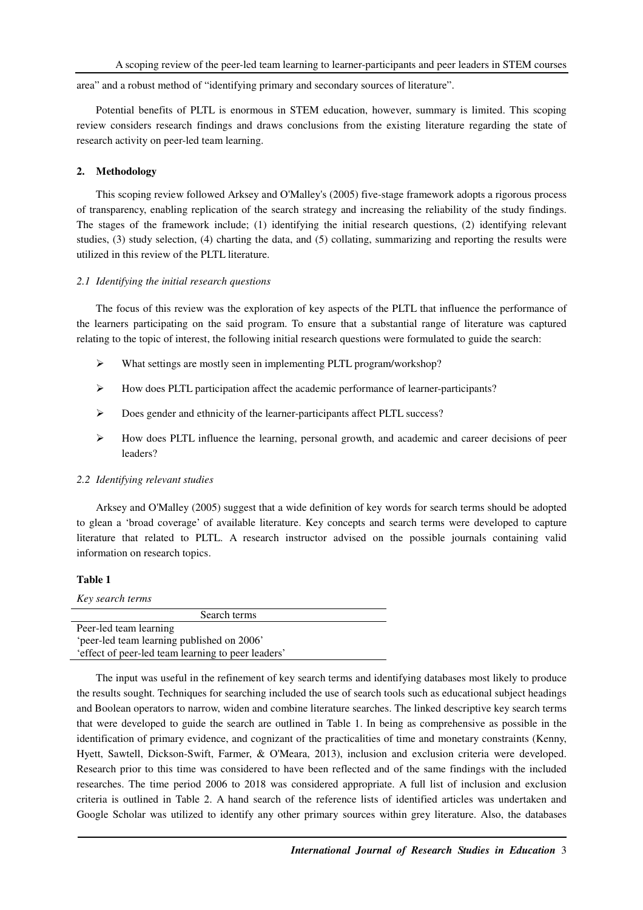area" and a robust method of "identifying primary and secondary sources of literature".

Potential benefits of PLTL is enormous in STEM education, however, summary is limited. This scoping review considers research findings and draws conclusions from the existing literature regarding the state of research activity on peer-led team learning.

## 2. Methodology

This scoping review followed Arksey and O'Malley's (2005) five-stage framework adopts a rigorous process of transparency, enabling replication of the search strategy and increasing the reliability of the study findings. The stages of the framework include; (1) identifying the initial research questions, (2) identifying relevant studies, (3) study selection, (4) charting the data, and (5) collating, summarizing and reporting the results were utilized in this review of the PLTL literature.

### *2.1 Identifying the initial research questions*

The focus of this review was the exploration of key aspects of the PLTL that influence the performance of the learners participating on the said program. To ensure that a substantial range of literature was captured relating to the topic of interest, the following initial research questions were formulated to guide the search:

- What settings are mostly seen in implementing PLTL program/workshop?
- How does PLTL participation affect the academic performance of learner-participants?
- Does gender and ethnicity of the learner-participants affect PLTL success?
- How does PLTL influence the learning, personal growth, and academic and career decisions of peer leaders?

### *2.2 Identifying relevant studies*

Arksey and O'Malley (2005) suggest that a wide definition of key words for search terms should be adopted to glean a 'broad coverage' of available literature. Key concepts and search terms were developed to capture literature that related to PLTL. A research instructor advised on the possible journals containing valid information on research topics.

**Table 1**

*Key search terms*

| Search terms |
|---|
| Peer-led team learning |
| 'peer-led team learning published on 2006' |
| 'effect of peer-led team learning to peer leaders' |

The input was useful in the refinement of key search terms and identifying databases most likely to produce the results sought. Techniques for searching included the use of search tools such as educational subject headings and Boolean operators to narrow, widen and combine literature searches. The linked descriptive key search terms that were developed to guide the search are outlined in Table 1. In being as comprehensive as possible in the identification of primary evidence, and cognizant of the practicalities of time and monetary constraints (Kenny, Hyett, Sawtell, Dickson-Swift, Farmer, & O'Meara, 2013), inclusion and exclusion criteria were developed. Research prior to this time was considered to have been reflected and of the same findings with the included researches. The time period 2006 to 2018 was considered appropriate. A full list of inclusion and exclusion criteria is outlined in Table 2. A hand search of the reference lists of identified articles was undertaken and Google Scholar was utilized to identify any other primary sources within grey literature. Also, the databases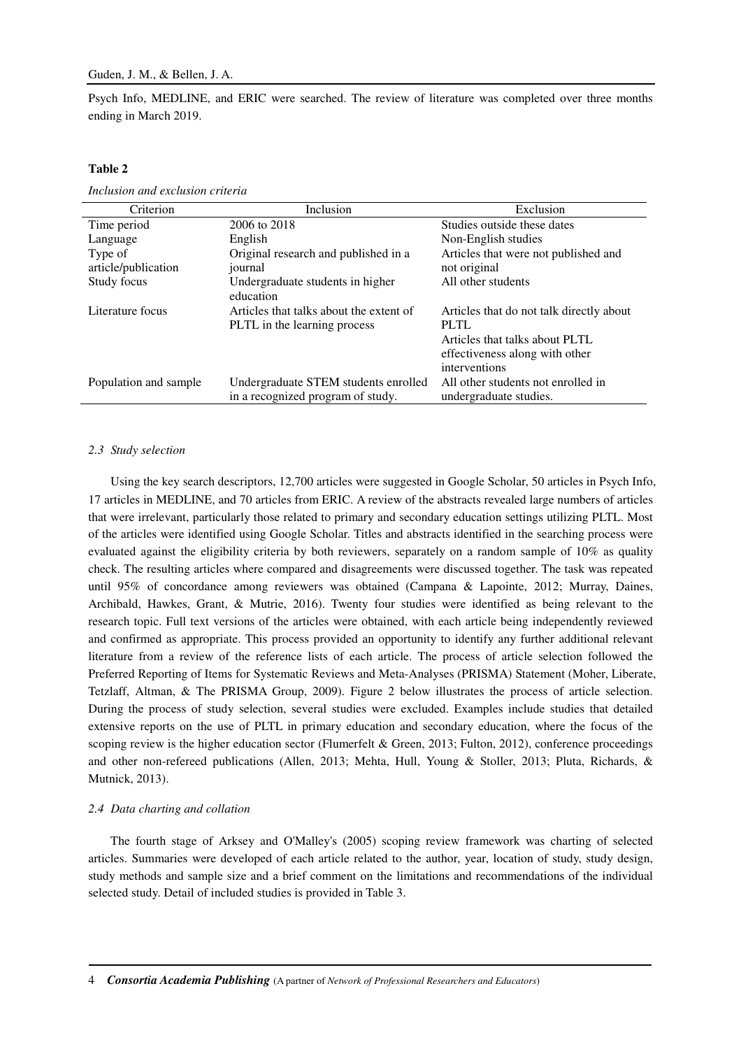Psych Info, MEDLINE, and ERIC were searched. The review of literature was completed over three months ending in March 2019.

**Table 2**

*Inclusion and exclusion criteria*

| Criterion | Inclusion | Exclusion |
| --- | --- | --- |
| Time period | 2006 to 2018 | Studies outside these dates |
| Language | English | Non-English studies |
| Type of article/publication | Original research and published in a journal | Articles that were not published and not original |
| Study focus | Undergraduate students in higher education | All other students |
| Literature focus | Articles that talks about the extent of PLTL in the learning process | Articles that do not talk directly about PLTL<br>Articles that talks about PLTL effectiveness along with other interventions |
| Population and sample | Undergraduate STEM students enrolled in a recognized program of study. | All other students not enrolled in undergraduate studies. |

### *2.3 Study selection*

Using the key search descriptors, 12,700 articles were suggested in Google Scholar, 50 articles in Psych Info, 17 articles in MEDLINE, and 70 articles from ERIC. A review of the abstracts revealed large numbers of articles that were irrelevant, particularly those related to primary and secondary education settings utilizing PLTL. Most of the articles were identified using Google Scholar. Titles and abstracts identified in the searching process were evaluated against the eligibility criteria by both reviewers, separately on a random sample of 10% as quality check. The resulting articles where compared and disagreements were discussed together. The task was repeated until 95% of concordance among reviewers was obtained (Campana & Lapointe, 2012; Murray, Daines, Archibald, Hawkes, Grant, & Mutrie, 2016). Twenty four studies were identified as being relevant to the research topic. Full text versions of the articles were obtained, with each article being independently reviewed and confirmed as appropriate. This process provided an opportunity to identify any further additional relevant literature from a review of the reference lists of each article. The process of article selection followed the Preferred Reporting of Items for Systematic Reviews and Meta-Analyses (PRISMA) Statement (Moher, Liberate, Tetzlaff, Altman, & The PRISMA Group, 2009). Figure 2 below illustrates the process of article selection. During the process of study selection, several studies were excluded. Examples include studies that detailed extensive reports on the use of PLTL in primary education and secondary education, where the focus of the scoping review is the higher education sector (Flumerfelt & Green, 2013; Fulton, 2012), conference proceedings and other non-refereed publications (Allen, 2013; Mehta, Hull, Young & Stoller, 2013; Pluta, Richards, & Mutnick, 2013).

### *2.4 Data charting and collation*

The fourth stage of Arksey and O'Malley's (2005) scoping review framework was charting of selected articles. Summaries were developed of each article related to the author, year, location of study, study design, study methods and sample size and a brief comment on the limitations and recommendations of the individual selected study. Detail of included studies is provided in Table 3.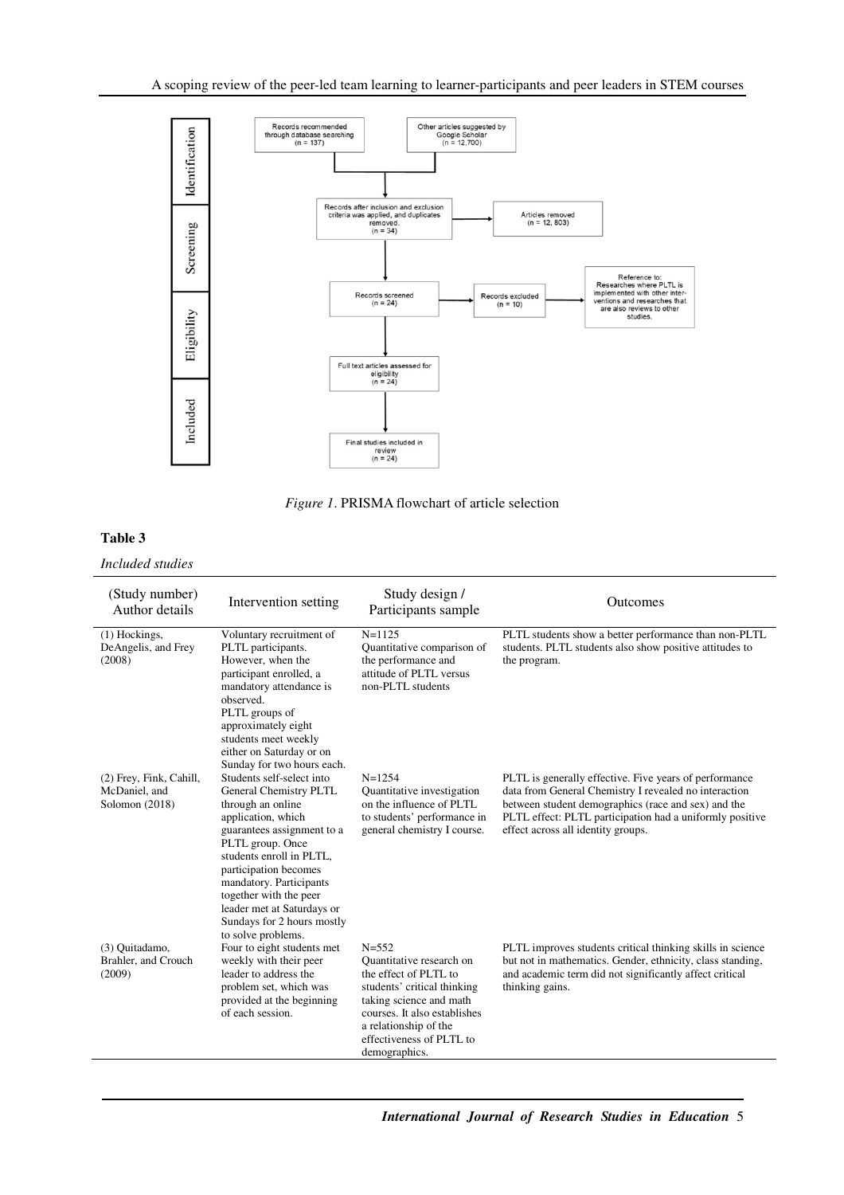*Figure 1*. PRISMA flowchart of article selection

**Table 3**

*Included studies*

| (Study number) Author details | Intervention setting | Study design / Participants sample | Outcomes |
|---|---|---|---|
| (1) Hockings, DeAngelis, and Frey (2008) | Voluntary recruitment of PLTL participants. However, when the participant enrolled, a mandatory attendance is observed. PLTL groups of approximately eight students meet weekly either on Saturday or on Sunday for two hours each. | N=1125 Quantitative comparison of the performance and attitude of PLTL versus non-PLTL students | PLTL students show a better performance than non-PLTL students. PLTL students also show positive attitudes to the program. |
| (2) Frey, Fink, Cahill, McDaniel, and Solomon (2018) | Students self-select into General Chemistry PLTL through an online application, which guarantees assignment to a PLTL group. Once students enroll in PLTL, participation becomes mandatory. Participants together with the peer leader met at Saturdays or Sundays for 2 hours mostly to solve problems. | N=1254 Quantitative investigation on the influence of PLTL to students' performance in general chemistry I course. | PLTL is generally effective. Five years of performance data from General Chemistry I revealed no interaction between student demographics (race and sex) and the PLTL effect: PLTL participation had a uniformly positive effect across all identity groups. |
| (3) Quitadamo, Brahler, and Crouch (2009) | Four to eight students met weekly with their peer leader to address the problem set, which was provided at the beginning of each session. | N=552 Quantitative research on the effect of PLTL to students' critical thinking taking science and math courses. It also establishes a relationship of the effectiveness of PLTL to demographics. | PLTL improves students critical thinking skills in science but not in mathematics. Gender, ethnicity, class standing, and academic term did not significantly affect critical thinking gains. |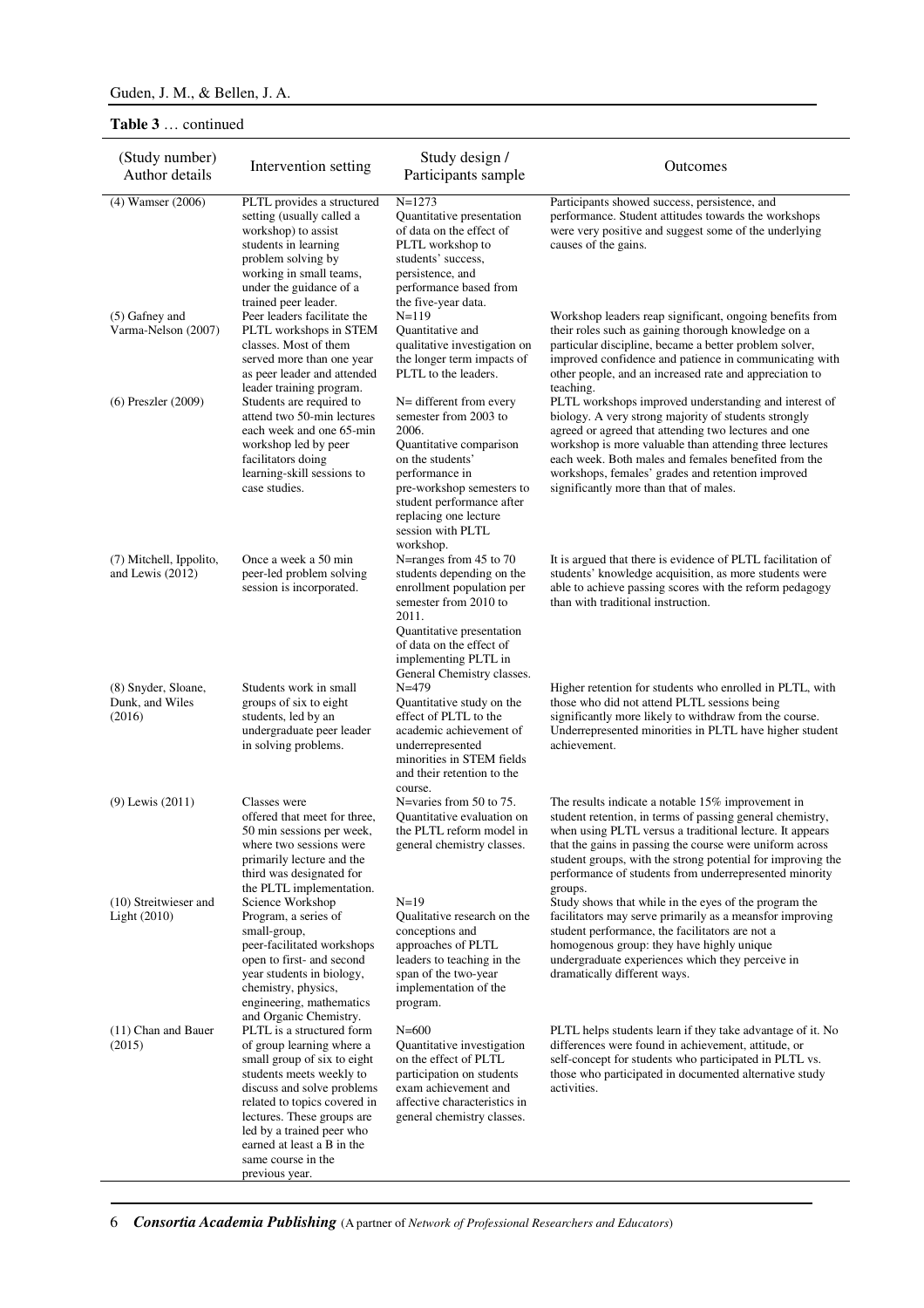**Table 3** … continued

| (Study number) Author details | Intervention setting | Study design / Participants sample | Outcomes |
|---|---|---|---|
| (4) Wamser (2006) | PLTL provides a structured setting (usually called a workshop) to assist students in learning problem solving by working in small teams, under the guidance of a trained peer leader. | N=1273 Quantitative presentation of data on the effect of PLTL workshop to students' success, persistence, and performance based from the five-year data. | Participants showed success, persistence, and performance. Student attitudes towards the workshops were very positive and suggest some of the underlying causes of the gains. |
| (5) Gafney and Varma-Nelson (2007) | Peer leaders facilitate the PLTL workshops in STEM classes. Most of them served more than one year as peer leader and attended leader training program. | N=119 Quantitative and qualitative investigation on the longer term impacts of PLTL to the leaders. | Workshop leaders reap significant, ongoing benefits from their roles such as gaining thorough knowledge on a particular discipline, became a better problem solver, improved confidence and patience in communicating with other people, and an increased rate and appreciation to teaching. |
| (6) Preszler (2009) | Students are required to attend two 50-min lectures each week and one 65-min workshop led by peer facilitators doing learning-skill sessions to case studies. | N= different from every semester from 2003 to 2006. Quantitative comparison on the students' performance in pre-workshop semesters to student performance after replacing one lecture session with PLTL workshop. | PLTL workshops improved understanding and interest of biology. A very strong majority of students strongly agreed or agreed that attending two lectures and one workshop is more valuable than attending three lectures each week. Both males and females benefited from the workshops, females' grades and retention improved significantly more than that of males. |
| (7) Mitchell, Ippolito, and Lewis (2012) | Once a week a 50 min peer-led problem solving session is incorporated. | N=ranges from 45 to 70 students depending on the enrollment population per semester from 2010 to 2011. Quantitative presentation of data on the effect of implementing PLTL in General Chemistry classes. | It is argued that there is evidence of PLTL facilitation of students' knowledge acquisition, as more students were able to achieve passing scores with the reform pedagogy than with traditional instruction. |
| (8) Snyder, Sloane, Dunk, and Wiles (2016) | Students work in small groups of six to eight students, led by an undergraduate peer leader in solving problems. | N=479 Quantitative study on the effect of PLTL to the academic achievement of underrepresented minorities in STEM fields and their retention to the course. | Higher retention for students who enrolled in PLTL, with those who did not attend PLTL sessions being significantly more likely to withdraw from the course. Underrepresented minorities in PLTL have higher student achievement. |
| (9) Lewis (2011) | Classes were offered that meet for three, 50 min sessions per week, where two sessions were primarily lecture and the third was designated for the PLTL implementation. | N=varies from 50 to 75. Quantitative evaluation on the PLTL reform model in general chemistry classes. | The results indicate a notable 15% improvement in student retention, in terms of passing general chemistry, when using PLTL versus a traditional lecture. It appears that the gains in passing the course were uniform across student groups, with the strong potential for improving the performance of students from underrepresented minority groups. |
| (10) Streitwieser and Light (2010) | Science Workshop Program, a series of small-group, peer-facilitated workshops open to first- and second year students in biology, chemistry, physics, engineering, mathematics and Organic Chemistry. | N=19 Qualitative research on the conceptions and approaches of PLTL leaders to teaching in the span of the two-year implementation of the program. | Study shows that while in the eyes of the program the facilitators may serve primarily as a meansfor improving student performance, the facilitators are not a homogenous group: they have highly unique undergraduate experiences which they perceive in dramatically different ways. |
| (11) Chan and Bauer (2015) | PLTL is a structured form of group learning where a small group of six to eight students meets weekly to discuss and solve problems related to topics covered in lectures. These groups are led by a trained peer who earned at least a B in the same course in the previous year. | N=600 Quantitative investigation on the effect of PLTL participation on students exam achievement and affective characteristics in general chemistry classes. | PLTL helps students learn if they take advantage of it. No differences were found in achievement, attitude, or self-concept for students who participated in PLTL vs. those who participated in documented alternative study activities. |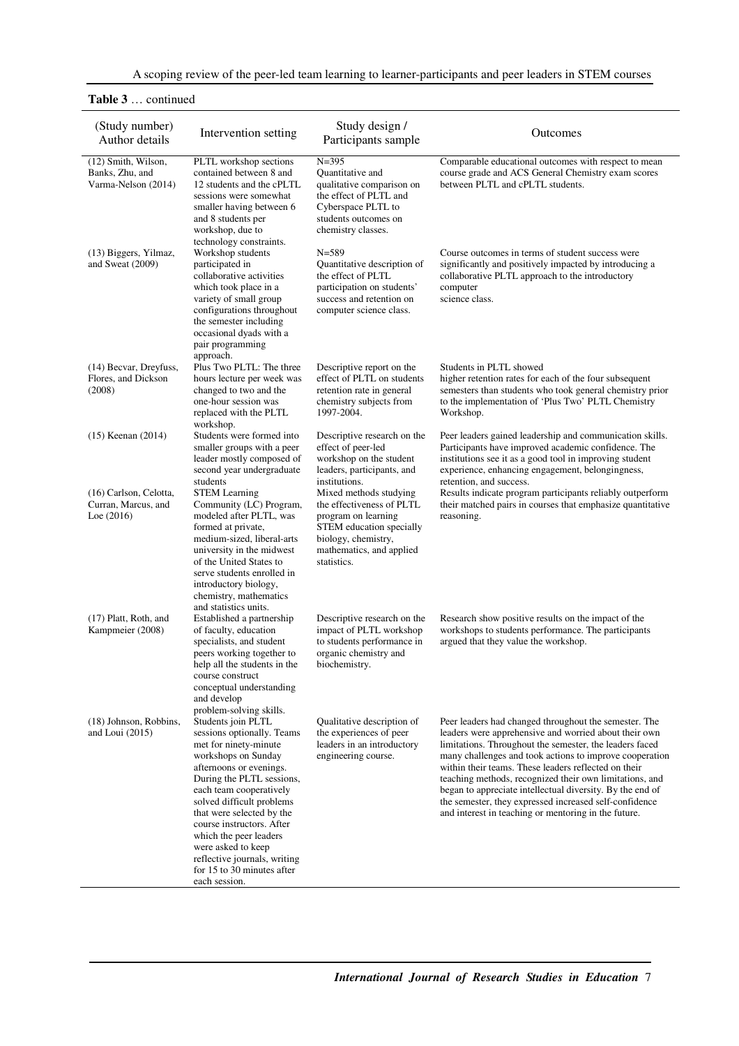**Table 3** … continued

| (Study number) Author details | Intervention setting | Study design / Participants sample | Outcomes |
|---|---|---|---|
| (12) Smith, Wilson, Banks, Zhu, and Varma-Nelson (2014) | PLTL workshop sections contained between 8 and 12 students and the cPLTL sessions were somewhat smaller having between 6 and 8 students per workshop, due to technology constraints. | N=395 Quantitative and qualitative comparison on the effect of PLTL and Cyberspace PLTL to students outcomes on chemistry classes. | Comparable educational outcomes with respect to mean course grade and ACS General Chemistry exam scores between PLTL and cPLTL students. |
| (13) Biggers, Yilmaz, and Sweat (2009) | Workshop students participated in collaborative activities which took place in a variety of small group configurations throughout the semester including occasional dyads with a pair programming approach. | N=589 Quantitative description of the effect of PLTL participation on students' success and retention on computer science class. | Course outcomes in terms of student success were significantly and positively impacted by introducing a collaborative PLTL approach to the introductory computer science class. |
| (14) Becvar, Dreyfuss, Flores, and Dickson (2008) | Plus Two PLTL: The three hours lecture per week was changed to two and the one-hour session was replaced with the PLTL workshop. | Descriptive report on the effect of PLTL on students retention rate in general chemistry subjects from 1997-2004. | Students in PLTL showed higher retention rates for each of the four subsequent semesters than students who took general chemistry prior to the implementation of 'Plus Two' PLTL Chemistry Workshop. |
| (15) Keenan (2014) | Students were formed into smaller groups with a peer leader mostly composed of second year undergraduate students | Descriptive research on the effect of peer-led workshop on the student leaders, participants, and institutions. | Peer leaders gained leadership and communication skills. Participants have improved academic confidence. The institutions see it as a good tool in improving student experience, enhancing engagement, belongingness, retention, and success. |
| (16) Carlson, Celotta, Curran, Marcus, and Loe (2016) | STEM Learning Community (LC) Program, modeled after PLTL, was formed at private, medium-sized, liberal-arts university in the midwest of the United States to serve students enrolled in introductory biology, chemistry, mathematics and statistics units. | Mixed methods studying the effectiveness of PLTL program on learning STEM education specially biology, chemistry, mathematics, and applied statistics. | Results indicate program participants reliably outperform their matched pairs in courses that emphasize quantitative reasoning. |
| (17) Platt, Roth, and Kampmeier (2008) | Established a partnership of faculty, education specialists, and student peers working together to help all the students in the course construct conceptual understanding and develop problem-solving skills. | Descriptive research on the impact of PLTL workshop to students performance in organic chemistry and biochemistry. | Research show positive results on the impact of the workshops to students performance. The participants argued that they value the workshop. |
| (18) Johnson, Robbins, and Loui (2015) | Students join PLTL sessions optionally. Teams met for ninety-minute workshops on Sunday afternoons or evenings. During the PLTL sessions, each team cooperatively solved difficult problems that were selected by the course instructors. After which the peer leaders were asked to keep reflective journals, writing for 15 to 30 minutes after each session. | Qualitative description of the experiences of peer leaders in an introductory engineering course. | Peer leaders had changed throughout the semester. The leaders were apprehensive and worried about their own limitations. Throughout the semester, the leaders faced many challenges and took actions to improve cooperation within their teams. These leaders reflected on their teaching methods, recognized their own limitations, and began to appreciate intellectual diversity. By the end of the semester, they expressed increased self-confidence and interest in teaching or mentoring in the future. |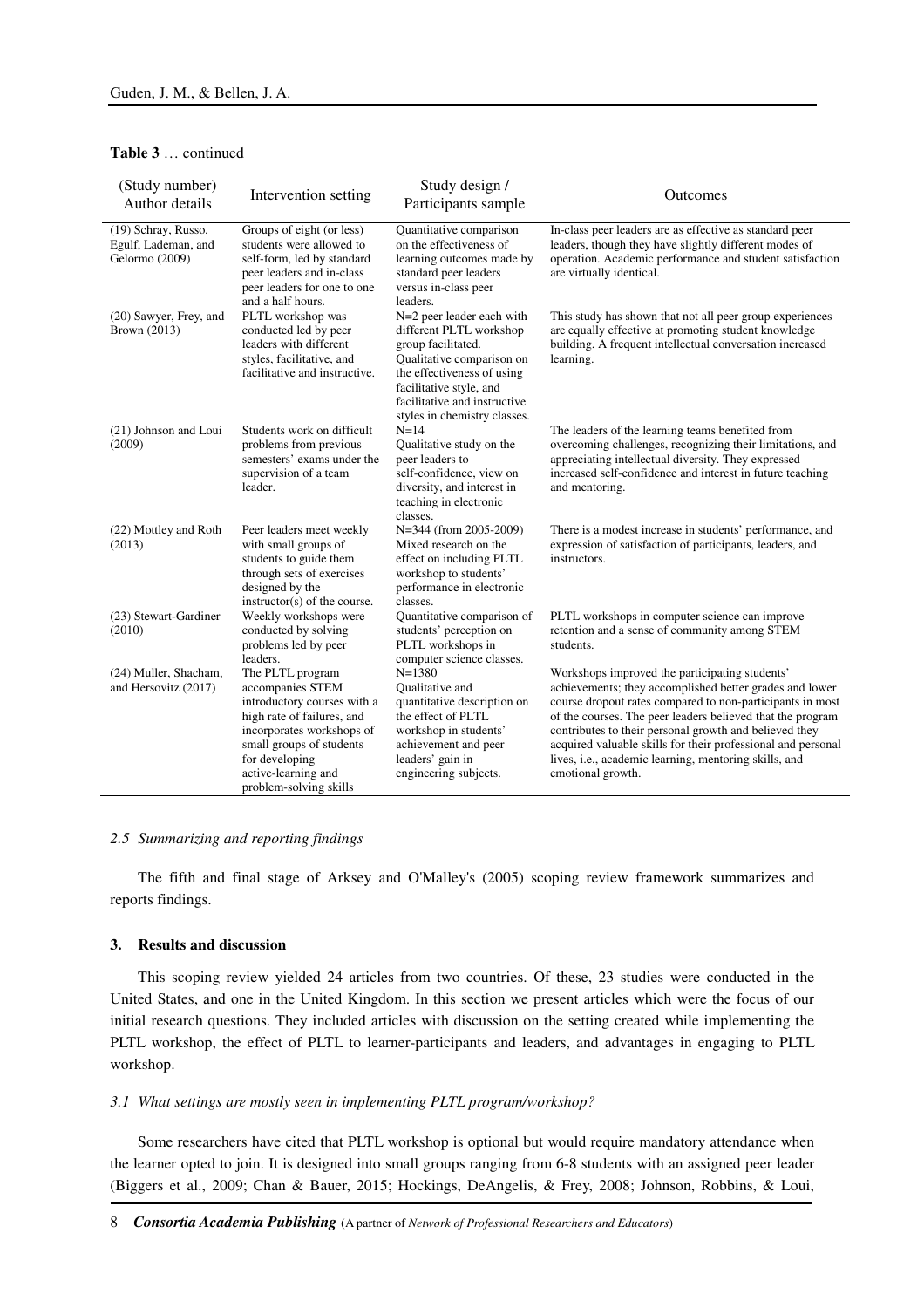**Table 3** … continued

| (Study number) Author details | Intervention setting | Study design / Participants sample | Outcomes |
|---|---|---|---|
| (19) Schray, Russo, Egulf, Lademan, and Gelormo (2009) | Groups of eight (or less) students were allowed to self-form, led by standard peer leaders and in-class peer leaders for one to one and a half hours. | Quantitative comparison on the effectiveness of learning outcomes made by standard peer leaders versus in-class peer leaders. | In-class peer leaders are as effective as standard peer leaders, though they have slightly different modes of operation. Academic performance and student satisfaction are virtually identical. |
| (20) Sawyer, Frey, and Brown (2013) | PLTL workshop was conducted led by peer leaders with different styles, facilitative, and facilitative and instructive. | N=2 peer leader each with different PLTL workshop group facilitated. Qualitative comparison on the effectiveness of using facilitative style, and facilitative and instructive styles in chemistry classes. | This study has shown that not all peer group experiences are equally effective at promoting student knowledge building. A frequent intellectual conversation increased learning. |
| (21) Johnson and Loui (2009) | Students work on difficult problems from previous semesters' exams under the supervision of a team leader. | N=14 Qualitative study on the peer leaders to self-confidence, view on diversity, and interest in teaching in electronic classes. | The leaders of the learning teams benefited from overcoming challenges, recognizing their limitations, and appreciating intellectual diversity. They expressed increased self-confidence and interest in future teaching and mentoring. |
| (22) Mottley and Roth (2013) | Peer leaders meet weekly with small groups of students to guide them through sets of exercises designed by the instructor(s) of the course. | N=344 (from 2005-2009) Mixed research on the effect on including PLTL workshop to students' performance in electronic classes. | There is a modest increase in students' performance, and expression of satisfaction of participants, leaders, and instructors. |
| (23) Stewart-Gardiner (2010) | Weekly workshops were conducted by solving problems led by peer leaders. | Quantitative comparison of students' perception on PLTL workshops in computer science classes. | PLTL workshops in computer science can improve retention and a sense of community among STEM students. |
| (24) Muller, Shacham, and Hersovitz (2017) | The PLTL program accompanies STEM introductory courses with a high rate of failures, and incorporates workshops of small groups of students for developing active-learning and problem-solving skills | N=1380 Qualitative and quantitative description on the effect of PLTL workshop in students' achievement and peer leaders' gain in engineering subjects. | Workshops improved the participating students' achievements; they accomplished better grades and lower course dropout rates compared to non-participants in most of the courses. The peer leaders believed that the program contributes to their personal growth and believed they acquired valuable skills for their professional and personal lives, i.e., academic learning, mentoring skills, and emotional growth. |

### *2.5 Summarizing and reporting findings*

The fifth and final stage of Arksey and O'Malley's (2005) scoping review framework summarizes and reports findings.

## 3. Results and discussion

This scoping review yielded 24 articles from two countries. Of these, 23 studies were conducted in the United States, and one in the United Kingdom. In this section we present articles which were the focus of our initial research questions. They included articles with discussion on the setting created while implementing the PLTL workshop, the effect of PLTL to learner-participants and leaders, and advantages in engaging to PLTL workshop.

### *3.1 What settings are mostly seen in implementing PLTL program/workshop?*

Some researchers have cited that PLTL workshop is optional but would require mandatory attendance when the learner opted to join. It is designed into small groups ranging from 6-8 students with an assigned peer leader (Biggers et al., 2009; Chan & Bauer, 2015; Hockings, DeAngelis, & Frey, 2008; Johnson, Robbins, & Loui,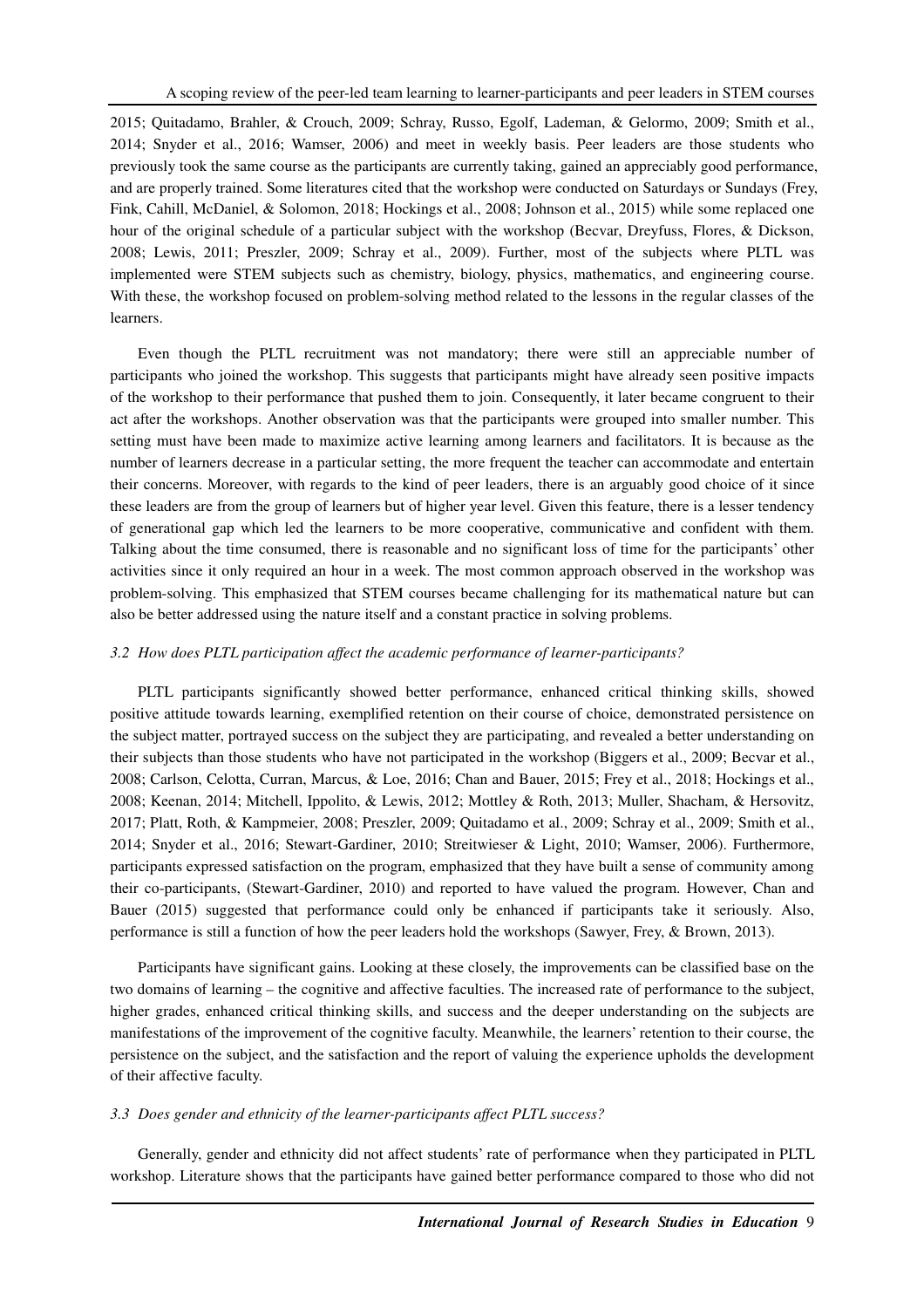2015; Quitadamo, Brahler, & Crouch, 2009; Schray, Russo, Egolf, Lademan, & Gelormo, 2009; Smith et al., 2014; Snyder et al., 2016; Wamser, 2006) and meet in weekly basis. Peer leaders are those students who previously took the same course as the participants are currently taking, gained an appreciably good performance, and are properly trained. Some literatures cited that the workshop were conducted on Saturdays or Sundays (Frey, Fink, Cahill, McDaniel, & Solomon, 2018; Hockings et al., 2008; Johnson et al., 2015) while some replaced one hour of the original schedule of a particular subject with the workshop (Becvar, Dreyfuss, Flores, & Dickson, 2008; Lewis, 2011; Preszler, 2009; Schray et al., 2009). Further, most of the subjects where PLTL was implemented were STEM subjects such as chemistry, biology, physics, mathematics, and engineering course. With these, the workshop focused on problem-solving method related to the lessons in the regular classes of the learners.

Even though the PLTL recruitment was not mandatory; there were still an appreciable number of participants who joined the workshop. This suggests that participants might have already seen positive impacts of the workshop to their performance that pushed them to join. Consequently, it later became congruent to their act after the workshops. Another observation was that the participants were grouped into smaller number. This setting must have been made to maximize active learning among learners and facilitators. It is because as the number of learners decrease in a particular setting, the more frequent the teacher can accommodate and entertain their concerns. Moreover, with regards to the kind of peer leaders, there is an arguably good choice of it since these leaders are from the group of learners but of higher year level. Given this feature, there is a lesser tendency of generational gap which led the learners to be more cooperative, communicative and confident with them. Talking about the time consumed, there is reasonable and no significant loss of time for the participants' other activities since it only required an hour in a week. The most common approach observed in the workshop was problem-solving. This emphasized that STEM courses became challenging for its mathematical nature but can also be better addressed using the nature itself and a constant practice in solving problems.

### *3.2 How does PLTL participation affect the academic performance of learner-participants?*

PLTL participants significantly showed better performance, enhanced critical thinking skills, showed positive attitude towards learning, exemplified retention on their course of choice, demonstrated persistence on the subject matter, portrayed success on the subject they are participating, and revealed a better understanding on their subjects than those students who have not participated in the workshop (Biggers et al., 2009; Becvar et al., 2008; Carlson, Celotta, Curran, Marcus, & Loe, 2016; Chan and Bauer, 2015; Frey et al., 2018; Hockings et al., 2008; Keenan, 2014; Mitchell, Ippolito, & Lewis, 2012; Mottley & Roth, 2013; Muller, Shacham, & Hersovitz, 2017; Platt, Roth, & Kampmeier, 2008; Preszler, 2009; Quitadamo et al., 2009; Schray et al., 2009; Smith et al., 2014; Snyder et al., 2016; Stewart-Gardiner, 2010; Streitwieser & Light, 2010; Wamser, 2006). Furthermore, participants expressed satisfaction on the program, emphasized that they have built a sense of community among their co-participants, (Stewart-Gardiner, 2010) and reported to have valued the program. However, Chan and Bauer (2015) suggested that performance could only be enhanced if participants take it seriously. Also, performance is still a function of how the peer leaders hold the workshops (Sawyer, Frey, & Brown, 2013).

Participants have significant gains. Looking at these closely, the improvements can be classified base on the two domains of learning – the cognitive and affective faculties. The increased rate of performance to the subject, higher grades, enhanced critical thinking skills, and success and the deeper understanding on the subjects are manifestations of the improvement of the cognitive faculty. Meanwhile, the learners' retention to their course, the persistence on the subject, and the satisfaction and the report of valuing the experience upholds the development of their affective faculty.

### *3.3 Does gender and ethnicity of the learner-participants affect PLTL success?*

Generally, gender and ethnicity did not affect students' rate of performance when they participated in PLTL workshop. Literature shows that the participants have gained better performance compared to those who did not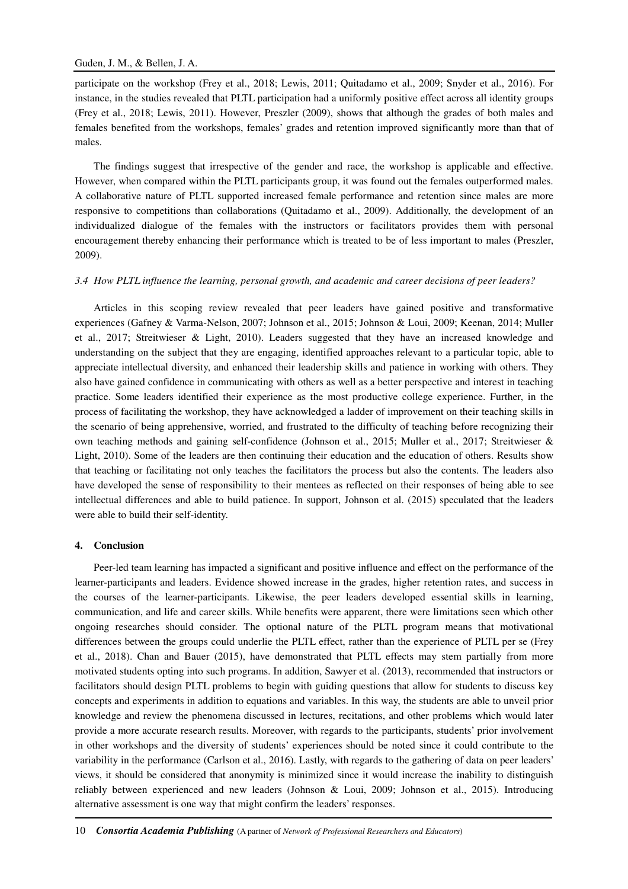participate on the workshop (Frey et al., 2018; Lewis, 2011; Quitadamo et al., 2009; Snyder et al., 2016). For instance, in the studies revealed that PLTL participation had a uniformly positive effect across all identity groups (Frey et al., 2018; Lewis, 2011). However, Preszler (2009), shows that although the grades of both males and females benefited from the workshops, females' grades and retention improved significantly more than that of males.

The findings suggest that irrespective of the gender and race, the workshop is applicable and effective. However, when compared within the PLTL participants group, it was found out the females outperformed males. A collaborative nature of PLTL supported increased female performance and retention since males are more responsive to competitions than collaborations (Quitadamo et al., 2009). Additionally, the development of an individualized dialogue of the females with the instructors or facilitators provides them with personal encouragement thereby enhancing their performance which is treated to be of less important to males (Preszler, 2009).

### *3.4 How PLTL influence the learning, personal growth, and academic and career decisions of peer leaders?*

Articles in this scoping review revealed that peer leaders have gained positive and transformative experiences (Gafney & Varma-Nelson, 2007; Johnson et al., 2015; Johnson & Loui, 2009; Keenan, 2014; Muller et al., 2017; Streitwieser & Light, 2010). Leaders suggested that they have an increased knowledge and understanding on the subject that they are engaging, identified approaches relevant to a particular topic, able to appreciate intellectual diversity, and enhanced their leadership skills and patience in working with others. They also have gained confidence in communicating with others as well as a better perspective and interest in teaching practice. Some leaders identified their experience as the most productive college experience. Further, in the process of facilitating the workshop, they have acknowledged a ladder of improvement on their teaching skills in the scenario of being apprehensive, worried, and frustrated to the difficulty of teaching before recognizing their own teaching methods and gaining self-confidence (Johnson et al., 2015; Muller et al., 2017; Streitwieser & Light, 2010). Some of the leaders are then continuing their education and the education of others. Results show that teaching or facilitating not only teaches the facilitators the process but also the contents. The leaders also have developed the sense of responsibility to their mentees as reflected on their responses of being able to see intellectual differences and able to build patience. In support, Johnson et al. (2015) speculated that the leaders were able to build their self-identity.

## 4. Conclusion

Peer-led team learning has impacted a significant and positive influence and effect on the performance of the learner-participants and leaders. Evidence showed increase in the grades, higher retention rates, and success in the courses of the learner-participants. Likewise, the peer leaders developed essential skills in learning, communication, and life and career skills. While benefits were apparent, there were limitations seen which other ongoing researches should consider. The optional nature of the PLTL program means that motivational differences between the groups could underlie the PLTL effect, rather than the experience of PLTL per se (Frey et al., 2018). Chan and Bauer (2015), have demonstrated that PLTL effects may stem partially from more motivated students opting into such programs. In addition, Sawyer et al. (2013), recommended that instructors or facilitators should design PLTL problems to begin with guiding questions that allow for students to discuss key concepts and experiments in addition to equations and variables. In this way, the students are able to unveil prior knowledge and review the phenomena discussed in lectures, recitations, and other problems which would later provide a more accurate research results. Moreover, with regards to the participants, students' prior involvement in other workshops and the diversity of students' experiences should be noted since it could contribute to the variability in the performance (Carlson et al., 2016). Lastly, with regards to the gathering of data on peer leaders' views, it should be considered that anonymity is minimized since it would increase the inability to distinguish reliably between experienced and new leaders (Johnson & Loui, 2009; Johnson et al., 2015). Introducing alternative assessment is one way that might confirm the leaders' responses.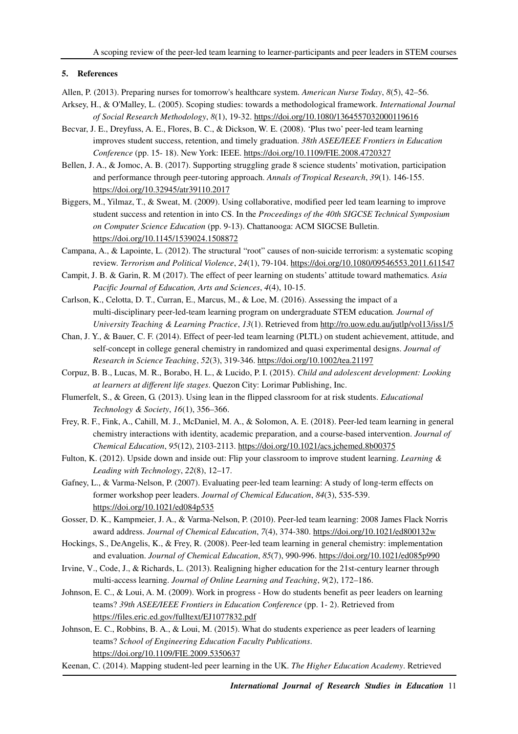## 5. References

Allen, P. (2013). Preparing nurses for tomorrow's healthcare system. *American Nurse Today*, *8*(5), 42–56.

Arksey, H., & O'Malley, L. (2005). Scoping studies: towards a methodological framework. *International Journal of Social Research Methodology*, *8*(1), 19-32. https://doi.org/10.1080/1364557032000119616

Becvar, J. E., Dreyfuss, A. E., Flores, B. C., & Dickson, W. E. (2008). 'Plus two' peer-led team learning improves student success, retention, and timely graduation. *38th ASEE/IEEE Frontiers in Education Conference* (pp. 15- 18). New York: IEEE. https://doi.org/10.1109/FIE.2008.4720327

Bellen, J. A., & Jomoc, A. B. (2017). Supporting struggling grade 8 science students' motivation, participation and performance through peer-tutoring approach. *Annals of Tropical Research*, *39*(1). 146-155. https://doi.org/10.32945/atr39110.2017

Biggers, M., Yilmaz, T., & Sweat, M. (2009). Using collaborative, modified peer led team learning to improve student success and retention in into CS. In the *Proceedings of the 40th SIGCSE Technical Symposium on Computer Science Education* (pp. 9-13). Chattanooga: ACM SIGCSE Bulletin. https://doi.org/10.1145/1539024.1508872

Campana, A., & Lapointe, L. (2012). The structural "root" causes of non-suicide terrorism: a systematic scoping review. *Terrorism and Political Violence*, *24*(1), 79-104. https://doi.org/10.1080/09546553.2011.611547

Campit, J. B. & Garin, R. M (2017). The effect of peer learning on students' attitude toward mathematics. *Asia Pacific Journal of Education, Arts and Sciences*, *4*(4), 10-15.

Carlson, K., Celotta, D. T., Curran, E., Marcus, M., & Loe, M. (2016). Assessing the impact of a multi-disciplinary peer-led-team learning program on undergraduate STEM education*. Journal of University Teaching & Learning Practice*, *13*(1). Retrieved from http://ro.uow.edu.au/jutlp/vol13/iss1/5

Chan, J. Y., & Bauer, C. F. (2014). Effect of peer-led team learning (PLTL) on student achievement, attitude, and self-concept in college general chemistry in randomized and quasi experimental designs. *Journal of Research in Science Teaching*, *52*(3), 319-346. https://doi.org/10.1002/tea.21197

Corpuz, B. B., Lucas, M. R., Borabo, H. L., & Lucido, P. I. (2015). *Child and adolescent development: Looking at learners at different life stages*. Quezon City: Lorimar Publishing, Inc.

Flumerfelt, S., & Green, G. (2013). Using lean in the flipped classroom for at risk students. *Educational Technology & Society*, *16*(1), 356–366.

Frey, R. F., Fink, A., Cahill, M. J., McDaniel, M. A., & Solomon, A. E. (2018). Peer-led team learning in general chemistry interactions with identity, academic preparation, and a course-based intervention. *Journal of Chemical Education*, *95*(12), 2103-2113. https://doi.org/10.1021/acs.jchemed.8b00375

Fulton, K. (2012). Upside down and inside out: Flip your classroom to improve student learning. *Learning & Leading with Technology*, *22*(8), 12–17.

Gafney, L., & Varma-Nelson, P. (2007). Evaluating peer-led team learning: A study of long-term effects on former workshop peer leaders. *Journal of Chemical Education*, *84*(3), 535-539. https://doi.org/10.1021/ed084p535

Gosser, D. K., Kampmeier, J. A., & Varma-Nelson, P. (2010). Peer-led team learning: 2008 James Flack Norris award address. *Journal of Chemical Education*, *7*(4), 374-380. https://doi.org/10.1021/ed800132w

Hockings, S., DeAngelis, K., & Frey, R. (2008). Peer-led team learning in general chemistry: implementation and evaluation. *Journal of Chemical Education*, *85*(7), 990-996. https://doi.org/10.1021/ed085p990

Irvine, V., Code, J., & Richards, L. (2013). Realigning higher education for the 21st-century learner through multi-access learning. *Journal of Online Learning and Teaching*, *9*(2), 172–186.

Johnson, E. C., & Loui, A. M. (2009). Work in progress - How do students benefit as peer leaders on learning teams? *39th ASEE/IEEE Frontiers in Education Conference* (pp. 1- 2). Retrieved from https://files.eric.ed.gov/fulltext/EJ1077832.pdf

Johnson, E. C., Robbins, B. A., & Loui, M. (2015). What do students experience as peer leaders of learning teams? *School of Engineering Education Faculty Publications*. https://doi.org/10.1109/FIE.2009.5350637

Keenan, C. (2014). Mapping student-led peer learning in the UK. *The Higher Education Academy*. Retrieved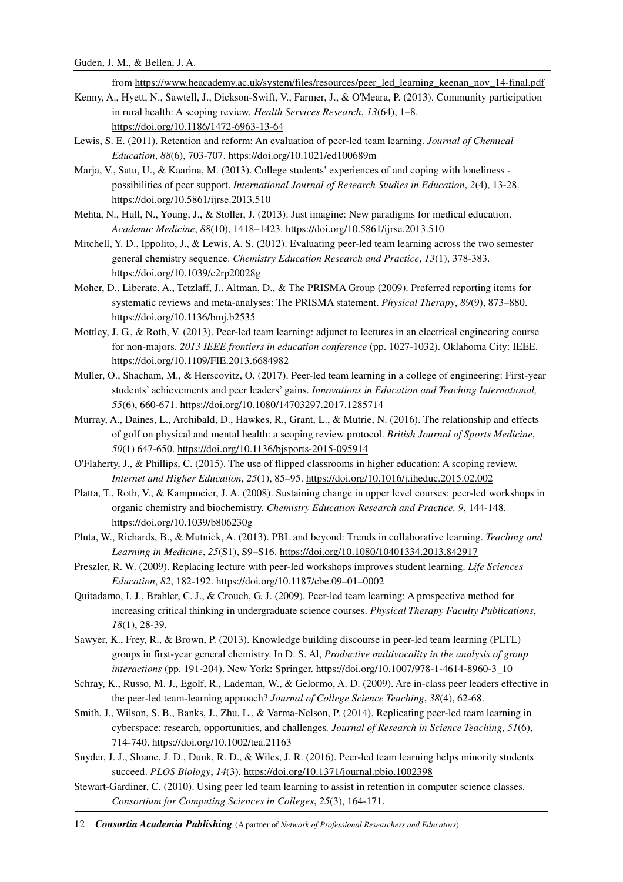from https://www.heacademy.ac.uk/system/files/resources/peer_led_learning_keenan_nov_14-final.pdf

Kenny, A., Hyett, N., Sawtell, J., Dickson-Swift, V., Farmer, J., & O'Meara, P. (2013). Community participation in rural health: A scoping review. *Health Services Research*, *13*(64), 1–8. https://doi.org/10.1186/1472-6963-13-64

Lewis, S. E. (2011). Retention and reform: An evaluation of peer-led team learning. *Journal of Chemical Education*, *88*(6), 703-707. https://doi.org/10.1021/ed100689m

Marja, V., Satu, U., & Kaarina, M. (2013). College students' experiences of and coping with loneliness - possibilities of peer support. *International Journal of Research Studies in Education*, *2*(4), 13-28. https://doi.org/10.5861/ijrse.2013.510

Mehta, N., Hull, N., Young, J., & Stoller, J. (2013). Just imagine: New paradigms for medical education. *Academic Medicine*, *88*(10), 1418–1423. https://doi.org/10.5861/ijrse.2013.510

Mitchell, Y. D., Ippolito, J., & Lewis, A. S. (2012). Evaluating peer-led team learning across the two semester general chemistry sequence. *Chemistry Education Research and Practice*, *13*(1), 378-383. https://doi.org/10.1039/c2rp20028g

Moher, D., Liberate, A., Tetzlaff, J., Altman, D., & The PRISMA Group (2009). Preferred reporting items for systematic reviews and meta-analyses: The PRISMA statement. *Physical Therapy*, *89*(9), 873–880. https://doi.org/10.1136/bmj.b2535

Mottley, J. G., & Roth, V. (2013). Peer-led team learning: adjunct to lectures in an electrical engineering course for non-majors. *2013 IEEE frontiers in education conference* (pp. 1027-1032). Oklahoma City: IEEE. https://doi.org/10.1109/FIE.2013.6684982

Muller, O., Shacham, M., & Herscovitz, O. (2017). Peer-led team learning in a college of engineering: First-year students' achievements and peer leaders' gains. *Innovations in Education and Teaching International, 55*(6), 660-671. https://doi.org/10.1080/14703297.2017.1285714

Murray, A., Daines, L., Archibald, D., Hawkes, R., Grant, L., & Mutrie, N. (2016). The relationship and effects of golf on physical and mental health: a scoping review protocol. *British Journal of Sports Medicine*, *50*(1) 647-650. https://doi.org/10.1136/bjsports-2015-095914

O'Flaherty, J., & Phillips, C. (2015). The use of flipped classrooms in higher education: A scoping review. *Internet and Higher Education*, *25*(1), 85–95. https://doi.org/10.1016/j.iheduc.2015.02.002

Platta, T., Roth, V., & Kampmeier, J. A. (2008). Sustaining change in upper level courses: peer-led workshops in organic chemistry and biochemistry. *Chemistry Education Research and Practice, 9*, 144-148. https://doi.org/10.1039/b806230g

Pluta, W., Richards, B., & Mutnick, A. (2013). PBL and beyond: Trends in collaborative learning. *Teaching and Learning in Medicine*, *25*(S1), S9–S16. https://doi.org/10.1080/10401334.2013.842917

Preszler, R. W. (2009). Replacing lecture with peer-led workshops improves student learning. *Life Sciences Education*, *82*, 182-192. https://doi.org/10.1187/cbe.09–01–0002

Quitadamo, I. J., Brahler, C. J., & Crouch, G. J. (2009). Peer-led team learning: A prospective method for increasing critical thinking in undergraduate science courses. *Physical Therapy Faculty Publications*, *18*(1), 28-39.

Sawyer, K., Frey, R., & Brown, P. (2013). Knowledge building discourse in peer-led team learning (PLTL) groups in first-year general chemistry. In D. S. Al, *Productive multivocality in the analysis of group interactions* (pp. 191-204). New York: Springer. https://doi.org/10.1007/978-1-4614-8960-3_10

Schray, K., Russo, M. J., Egolf, R., Lademan, W., & Gelormo, A. D. (2009). Are in-class peer leaders effective in the peer-led team-learning approach? *Journal of College Science Teaching*, *38*(4), 62-68.

Smith, J., Wilson, S. B., Banks, J., Zhu, L., & Varma-Nelson, P. (2014). Replicating peer-led team learning in cyberspace: research, opportunities, and challenges*. Journal of Research in Science Teaching*, *51*(6), 714-740. https://doi.org/10.1002/tea.21163

Snyder, J. J., Sloane, J. D., Dunk, R. D., & Wiles, J. R. (2016). Peer-led team learning helps minority students succeed. *PLOS Biology*, *14*(3). https://doi.org/10.1371/journal.pbio.1002398

Stewart-Gardiner, C. (2010). Using peer led team learning to assist in retention in computer science classes. *Consortium for Computing Sciences in Colleges*, *25*(3), 164-171.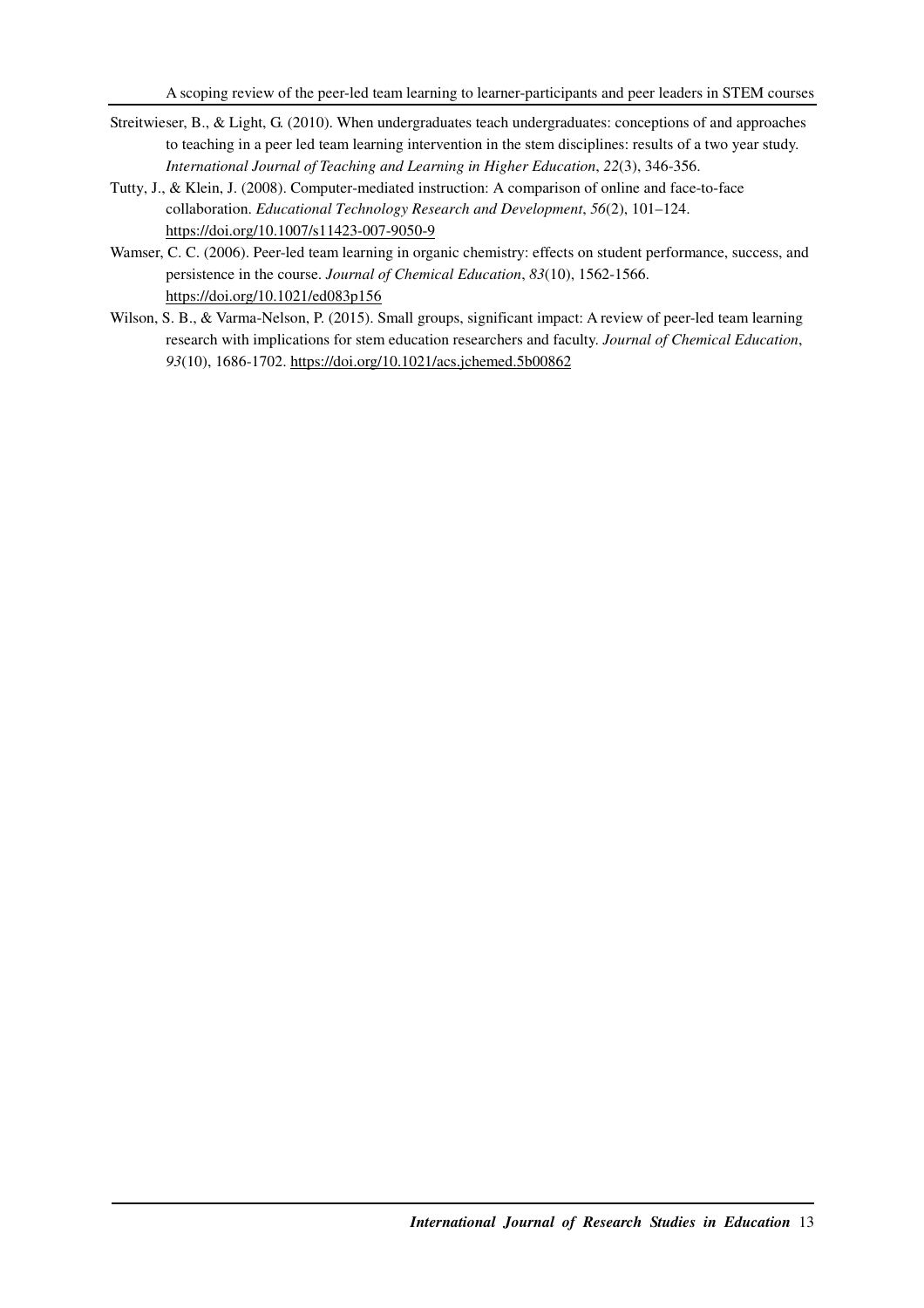Streitwieser, B., & Light, G. (2010). When undergraduates teach undergraduates: conceptions of and approaches to teaching in a peer led team learning intervention in the stem disciplines: results of a two year study. *International Journal of Teaching and Learning in Higher Education*, *22*(3), 346-356.

Tutty, J., & Klein, J. (2008). Computer-mediated instruction: A comparison of online and face-to-face collaboration. *Educational Technology Research and Development*, *56*(2), 101–124. https://doi.org/10.1007/s11423-007-9050-9

Wamser, C. C. (2006). Peer-led team learning in organic chemistry: effects on student performance, success, and persistence in the course. *Journal of Chemical Education*, *83*(10), 1562-1566. https://doi.org/10.1021/ed083p156

Wilson, S. B., & Varma-Nelson, P. (2015). Small groups, significant impact: A review of peer-led team learning research with implications for stem education researchers and faculty. *Journal of Chemical Education*, *93*(10), 1686-1702. https://doi.org/10.1021/acs.jchemed.5b00862